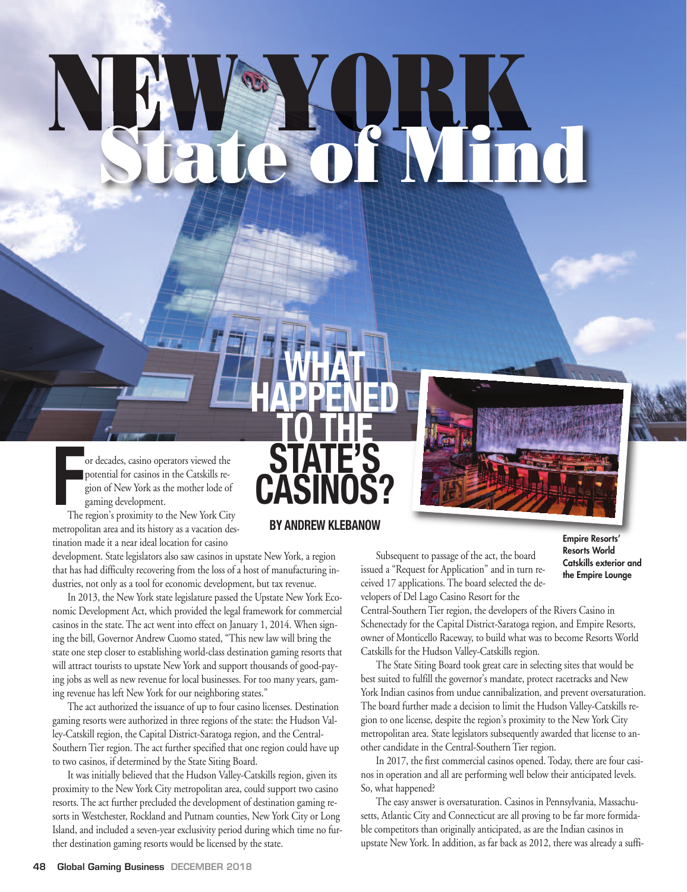# NEW YORK State of Mind

## WHAT HAPPENED TO THE STATE'S CASINOS?

**BY ANDREW KLEBANOW**

For decades, casino operators viewed the potential for casinos in the Catskills region of New York as the mother lode of gaming development.

The region's proximity to the New York City metropolitan area and its history as a vacation destination made it a near ideal location for casino development. State legislators also saw casinos in upstate New York, a region that has had difficulty recovering from the loss of a host of manufacturing industries, not only as a tool for economic development, but tax revenue.

In 2013, the New York state legislature passed the Upstate New York Economic Development Act, which provided the legal framework for commercial casinos in the state. The act went into effect on January 1, 2014. When signing the bill, Governor Andrew Cuomo stated, "This new law will bring the state one step closer to establishing world-class destination gaming resorts that will attract tourists to upstate New York and support thousands of good-paying jobs as well as new revenue for local businesses. For too many years, gaming revenue has left New York for our neighboring states."

The act authorized the issuance of up to four casino licenses. Destination gaming resorts were authorized in three regions of the state: the Hudson Valley-Catskill region, the Capital District-Saratoga region, and the Central-Southern Tier region. The act further specified that one region could have up to two casinos, if determined by the State Siting Board.

It was initially believed that the Hudson Valley-Catskills region, given its proximity to the New York City metropolitan area, could support two casino resorts. The act further precluded the development of destination gaming resorts in Westchester, Rockland and Putnam counties, New York City or Long Island, and included a seven-year exclusivity period during which time no further destination gaming resorts would be licensed by the state.

Subsequent to passage of the act, the board issued a "Request for Application" and in turn received 17 applications. The board selected the developers of Del Lago Casino Resort for the Central-Southern Tier region, the developers of the Rivers Casino in Schenectady for the Capital District-Saratoga region, and Empire Resorts, owner of Monticello Raceway, to build what was to become Resorts World Catskills for the Hudson Valley-Catskills region.

**Empire Resorts' Resorts World Catskills exterior and the Empire Lounge**

The State Siting Board took great care in selecting sites that would be best suited to fulfill the governor's mandate, protect racetracks and New York Indian casinos from undue cannibalization, and prevent oversaturation. The board further made a decision to limit the Hudson Valley-Catskills region to one license, despite the region's proximity to the New York City metropolitan area. State legislators subsequently awarded that license to another candidate in the Central-Southern Tier region.

In 2017, the first commercial casinos opened. Today, there are four casinos in operation and all are performing well below their anticipated levels. So, what happened?

The easy answer is oversaturation. Casinos in Pennsylvania, Massachusetts, Atlantic City and Connecticut are all proving to be far more formidable competitors than originally anticipated, as are the Indian casinos in upstate New York. In addition, as far back as 2012, there was already a suffi-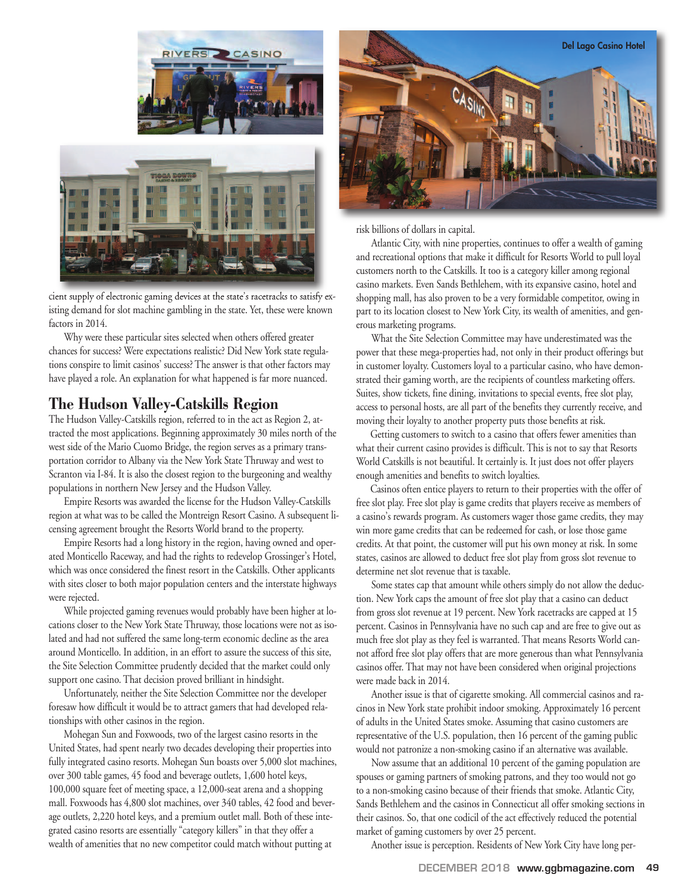cient supply of electronic gaming devices at the state's racetracks to satisfy existing demand for slot machine gambling in the state. Yet, these were known factors in 2014.

Why were these particular sites selected when others offered greater chances for success? Were expectations realistic? Did New York state regulations conspire to limit casinos' success? The answer is that other factors may have played a role. An explanation for what happened is far more nuanced.

## The Hudson Valley-Catskills Region

The Hudson Valley-Catskills region, referred to in the act as Region 2, attracted the most applications. Beginning approximately 30 miles north of the west side of the Mario Cuomo Bridge, the region serves as a primary transportation corridor to Albany via the New York State Thruway and west to Scranton via I-84. It is also the closest region to the burgeoning and wealthy populations in northern New Jersey and the Hudson Valley.

Empire Resorts was awarded the license for the Hudson Valley-Catskills region at what was to be called the Montreign Resort Casino. A subsequent licensing agreement brought the Resorts World brand to the property.

Empire Resorts had a long history in the region, having owned and operated Monticello Raceway, and had the rights to redevelop Grossinger's Hotel, which was once considered the finest resort in the Catskills. Other applicants with sites closer to both major population centers and the interstate highways were rejected.

While projected gaming revenues would probably have been higher at locations closer to the New York State Thruway, those locations were not as isolated and had not suffered the same long-term economic decline as the area around Monticello. In addition, in an effort to assure the success of this site, the Site Selection Committee prudently decided that the market could only support one casino. That decision proved brilliant in hindsight.

Unfortunately, neither the Site Selection Committee nor the developer foresaw how difficult it would be to attract gamers that had developed relationships with other casinos in the region.

Mohegan Sun and Foxwoods, two of the largest casino resorts in the United States, had spent nearly two decades developing their properties into fully integrated casino resorts. Mohegan Sun boasts over 5,000 slot machines, over 300 table games, 45 food and beverage outlets, 1,600 hotel keys, 100,000 square feet of meeting space, a 12,000-seat arena and a shopping mall. Foxwoods has 4,800 slot machines, over 340 tables, 42 food and beverage outlets, 2,220 hotel keys, and a premium outlet mall. Both of these integrated casino resorts are essentially "category killers" in that they offer a wealth of amenities that no new competitor could match without putting at risk billions of dollars in capital.

Atlantic City, with nine properties, continues to offer a wealth of gaming and recreational options that make it difficult for Resorts World to pull loyal customers north to the Catskills. It too is a category killer among regional casino markets. Even Sands Bethlehem, with its expansive casino, hotel and shopping mall, has also proven to be a very formidable competitor, owing in part to its location closest to New York City, its wealth of amenities, and generous marketing programs.

What the Site Selection Committee may have underestimated was the power that these mega-properties had, not only in their product offerings but in customer loyalty. Customers loyal to a particular casino, who have demonstrated their gaming worth, are the recipients of countless marketing offers. Suites, show tickets, fine dining, invitations to special events, free slot play, access to personal hosts, are all part of the benefits they currently receive, and moving their loyalty to another property puts those benefits at risk.

Getting customers to switch to a casino that offers fewer amenities than what their current casino provides is difficult. This is not to say that Resorts World Catskills is not beautiful. It certainly is. It just does not offer players enough amenities and benefits to switch loyalties.

Casinos often entice players to return to their properties with the offer of free slot play. Free slot play is game credits that players receive as members of a casino's rewards program. As customers wager those game credits, they may win more game credits that can be redeemed for cash, or lose those game credits. At that point, the customer will put his own money at risk. In some states, casinos are allowed to deduct free slot play from gross slot revenue to determine net slot revenue that is taxable.

Some states cap that amount while others simply do not allow the deduction. New York caps the amount of free slot play that a casino can deduct from gross slot revenue at 19 percent. New York racetracks are capped at 15 percent. Casinos in Pennsylvania have no such cap and are free to give out as much free slot play as they feel is warranted. That means Resorts World cannot afford free slot play offers that are more generous than what Pennsylvania casinos offer. That may not have been considered when original projections were made back in 2014.

Another issue is that of cigarette smoking. All commercial casinos and racinos in New York state prohibit indoor smoking. Approximately 16 percent of adults in the United States smoke. Assuming that casino customers are representative of the U.S. population, then 16 percent of the gaming public would not patronize a non-smoking casino if an alternative was available.

Now assume that an additional 10 percent of the gaming population are spouses or gaming partners of smoking patrons, and they too would not go to a non-smoking casino because of their friends that smoke. Atlantic City, Sands Bethlehem and the casinos in Connecticut all offer smoking sections in their casinos. So, that one codicil of the act effectively reduced the potential market of gaming customers by over 25 percent.

Another issue is perception. Residents of New York City have long per-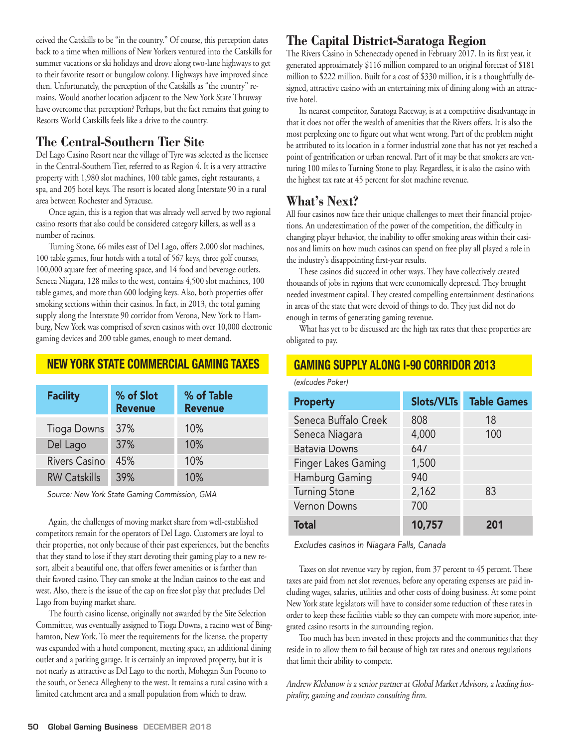ceived the Catskills to be "in the country." Of course, this perception dates back to a time when millions of New Yorkers ventured into the Catskills for summer vacations or ski holidays and drove along two-lane highways to get to their favorite resort or bungalow colony. Highways have improved since then. Unfortunately, the perception of the Catskills as "the country" remains. Would another location adjacent to the New York State Thruway have overcome that perception? Perhaps, but the fact remains that going to Resorts World Catskills feels like a drive to the country.

## The Central-Southern Tier Site

Del Lago Casino Resort near the village of Tyre was selected as the licensee in the Central-Southern Tier, referred to as Region 4. It is a very attractive property with 1,980 slot machines, 100 table games, eight restaurants, a spa, and 205 hotel keys. The resort is located along Interstate 90 in a rural area between Rochester and Syracuse.

Once again, this is a region that was already well served by two regional casino resorts that also could be considered category killers, as well as a number of racinos.

Turning Stone, 66 miles east of Del Lago, offers 2,000 slot machines, 100 table games, four hotels with a total of 567 keys, three golf courses, 100,000 square feet of meeting space, and 14 food and beverage outlets. Seneca Niagara, 128 miles to the west, contains 4,500 slot machines, 100 table games, and more than 600 lodging keys. Also, both properties offer smoking sections within their casinos. In fact, in 2013, the total gaming supply along the Interstate 90 corridor from Verona, New York to Hamburg, New York was comprised of seven casinos with over 10,000 electronic gaming devices and 200 table games, enough to meet demand.

### NEW YORK STATE COMMERCIAL GAMING TAXES

| Facility | % of Slot Revenue | % of Table Revenue |
|---|---|---|
| Tioga Downs | 37% | 10% |
| Del Lago | 37% | 10% |
| Rivers Casino | 45% | 10% |
| RW Catskills | 39% | 10% |

*Source: New York State Gaming Commission, GMA*

Again, the challenges of moving market share from well-established competitors remain for the operators of Del Lago. Customers are loyal to their properties, not only because of their past experiences, but the benefits that they stand to lose if they start devoting their gaming play to a new resort, albeit a beautiful one, that offers fewer amenities or is farther than their favored casino. They can smoke at the Indian casinos to the east and west. Also, there is the issue of the cap on free slot play that precludes Del Lago from buying market share.

The fourth casino license, originally not awarded by the Site Selection Committee, was eventually assigned to Tioga Downs, a racino west of Binghamton, New York. To meet the requirements for the license, the property was expanded with a hotel component, meeting space, an additional dining outlet and a parking garage. It is certainly an improved property, but it is not nearly as attractive as Del Lago to the north, Mohegan Sun Pocono to the south, or Seneca Allegheny to the west. It remains a rural casino with a limited catchment area and a small population from which to draw.

## The Capital District-Saratoga Region

The Rivers Casino in Schenectady opened in February 2017. In its first year, it generated approximately $116 million compared to an original forecast of $181 million to $222 million. Built for a cost of $330 million, it is a thoughtfully designed, attractive casino with an entertaining mix of dining along with an attractive hotel.

Its nearest competitor, Saratoga Raceway, is at a competitive disadvantage in that it does not offer the wealth of amenities that the Rivers offers. It is also the most perplexing one to figure out what went wrong. Part of the problem might be attributed to its location in a former industrial zone that has not yet reached a point of gentrification or urban renewal. Part of it may be that smokers are venturing 100 miles to Turning Stone to play. Regardless, it is also the casino with the highest tax rate at 45 percent for slot machine revenue.

## What's Next?

All four casinos now face their unique challenges to meet their financial projections. An underestimation of the power of the competition, the difficulty in changing player behavior, the inability to offer smoking areas within their casinos and limits on how much casinos can spend on free play all played a role in the industry's disappointing first-year results.

These casinos did succeed in other ways. They have collectively created thousands of jobs in regions that were economically depressed. They brought needed investment capital. They created compelling entertainment destinations in areas of the state that were devoid of things to do. They just did not do enough in terms of generating gaming revenue.

What has yet to be discussed are the high tax rates that these properties are obligated to pay.

### GAMING SUPPLY ALONG I-90 CORRIDOR 2013

*(exlcudes Poker)*

| Property | Slots/VLTs | Table Games |
|---|---|---|
| Seneca Buffalo Creek | 808 | 18 |
| Seneca Niagara | 4,000 | 100 |
| Batavia Downs | 647 | |
| Finger Lakes Gaming | 1,500 | |
| Hamburg Gaming | 940 | |
| Turning Stone | 2,162 | 83 |
| Vernon Downs | 700 | |
| **Total** | **10,757** | **201** |

*Excludes casinos in Niagara Falls, Canada*

Taxes on slot revenue vary by region, from 37 percent to 45 percent. These taxes are paid from net slot revenues, before any operating expenses are paid including wages, salaries, utilities and other costs of doing business. At some point New York state legislators will have to consider some reduction of these rates in order to keep these facilities viable so they can compete with more superior, integrated casino resorts in the surrounding region.

Too much has been invested in these projects and the communities that they reside in to allow them to fail because of high tax rates and onerous regulations that limit their ability to compete.

*Andrew Klebanow is a senior partner at Global Market Advisors, a leading hospitality, gaming and tourism consulting firm.*